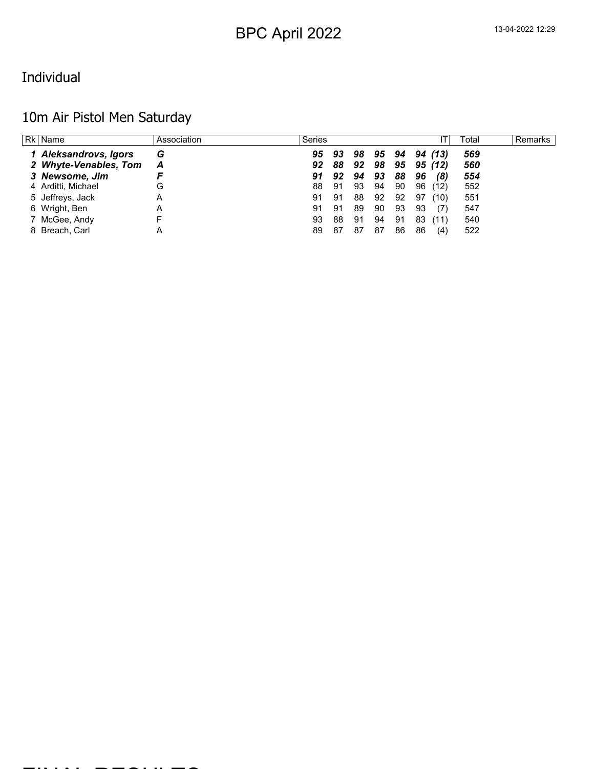# BPC April 2022

## Individual

## 10m Air Pistol Men Saturday

| Rk | Name | Association | Series | | | | | | IT | Total | Remarks |
|---|---|---|---|---|---|---|---|---|---|---|---|
| ***1*** | ***Aleksandrovs, Igors*** | ***G*** | ***95*** | ***93*** | ***98*** | ***95*** | ***94*** | ***94*** | ***(13)*** | ***569*** | |
| ***2*** | ***Whyte-Venables, Tom*** | ***A*** | ***92*** | ***88*** | ***92*** | ***98*** | ***95*** | ***95*** | ***(12)*** | ***560*** | |
| ***3*** | ***Newsome, Jim*** | ***F*** | ***91*** | ***92*** | ***94*** | ***93*** | ***88*** | ***96*** | ***(8)*** | ***554*** | |
| 4 | Arditti, Michael | G | 88 | 91 | 93 | 94 | 90 | 96 | (12) | 552 | |
| 5 | Jeffreys, Jack | A | 91 | 91 | 88 | 92 | 92 | 97 | (10) | 551 | |
| 6 | Wright, Ben | A | 91 | 91 | 89 | 90 | 93 | 93 | (7) | 547 | |
| 7 | McGee, Andy | F | 93 | 88 | 91 | 94 | 91 | 83 | (11) | 540 | |
| 8 | Breach, Carl | A | 89 | 87 | 87 | 87 | 86 | 86 | (4) | 522 | |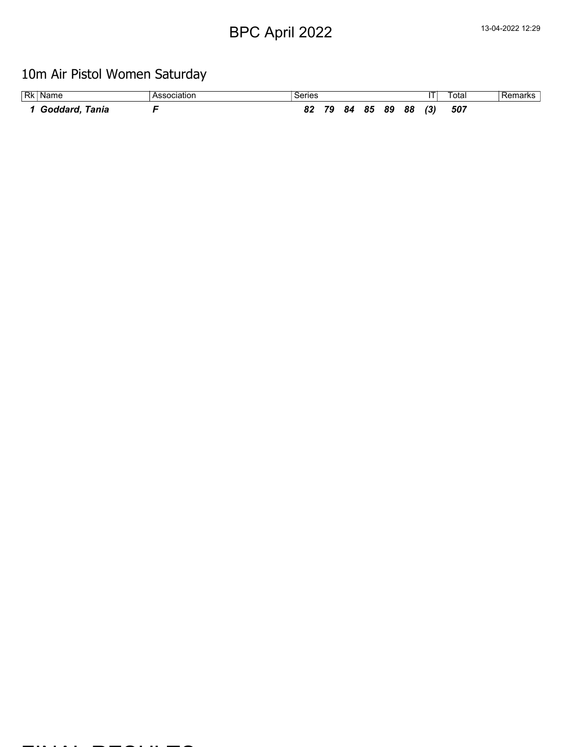# BPC April 2022

## 10m Air Pistol Women Saturday

| Rk | Name | Association | Series | | | | | | IT | Total | Remarks |
|---|---|---|---|---|---|---|---|---|---|---|---|
| ***1*** | ***Goddard, Tania*** | ***F*** | ***82*** | ***79*** | ***84*** | ***85*** | ***89*** | ***88*** | ***(3)*** | ***507*** | |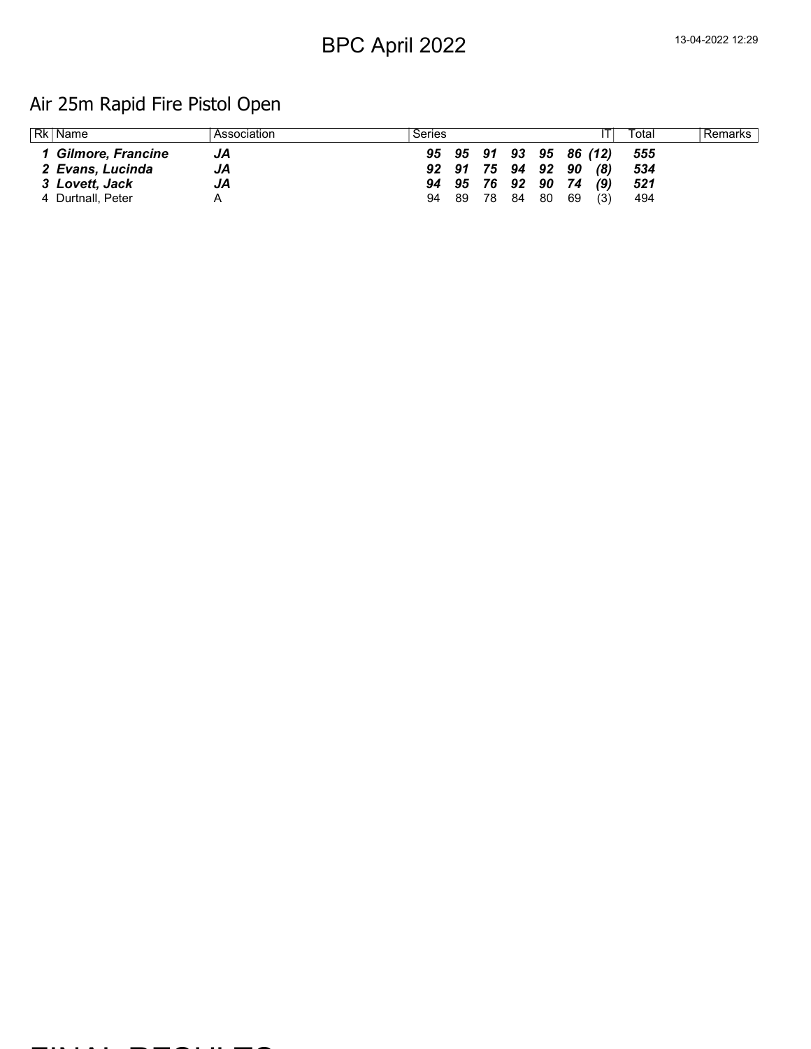# BPC April 2022

13-04-2022 12:29

## Air 25m Rapid Fire Pistol Open

| Rk | Name | Association | Series | | | | | | IT | Total | Remarks |
|---|---|---|---|---|---|---|---|---|---|---|---|
| ***1*** | ***Gilmore, Francine*** | ***JA*** | ***95*** | ***95*** | ***91*** | ***93*** | ***95*** | ***86*** | ***(12)*** | ***555*** | |
| ***2*** | ***Evans, Lucinda*** | ***JA*** | ***92*** | ***91*** | ***75*** | ***94*** | ***92*** | ***90*** | ***(8)*** | ***534*** | |
| ***3*** | ***Lovett, Jack*** | ***JA*** | ***94*** | ***95*** | ***76*** | ***92*** | ***90*** | ***74*** | ***(9)*** | ***521*** | |
| 4 | Durtnall, Peter | A | 94 | 89 | 78 | 84 | 80 | 69 | (3) | 494 | |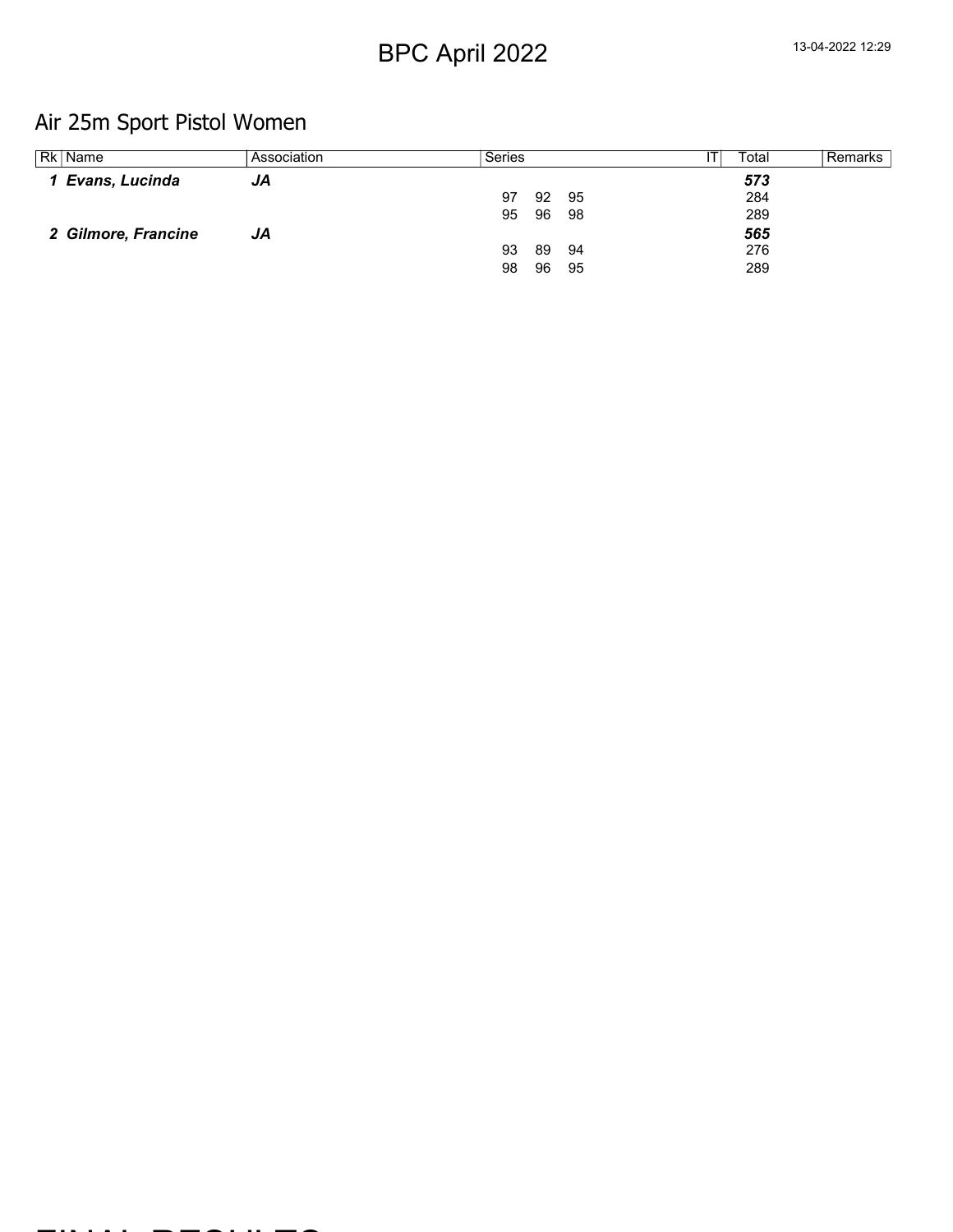# BPC April 2022

## Air 25m Sport Pistol Women

| Rk | Name | Association | Series | | | IT | Total | Remarks |
|---|---|---|---|---|---|---|---|---|
| ***1*** | ***Evans, Lucinda*** | ***JA*** | | | | | ***573*** | |
| | | | 97 | 92 | 95 | | 284 | |
| | | | 95 | 96 | 98 | | 289 | |
| ***2*** | ***Gilmore, Francine*** | ***JA*** | | | | | ***565*** | |
| | | | 93 | 89 | 94 | | 276 | |
| | | | 98 | 96 | 95 | | 289 | |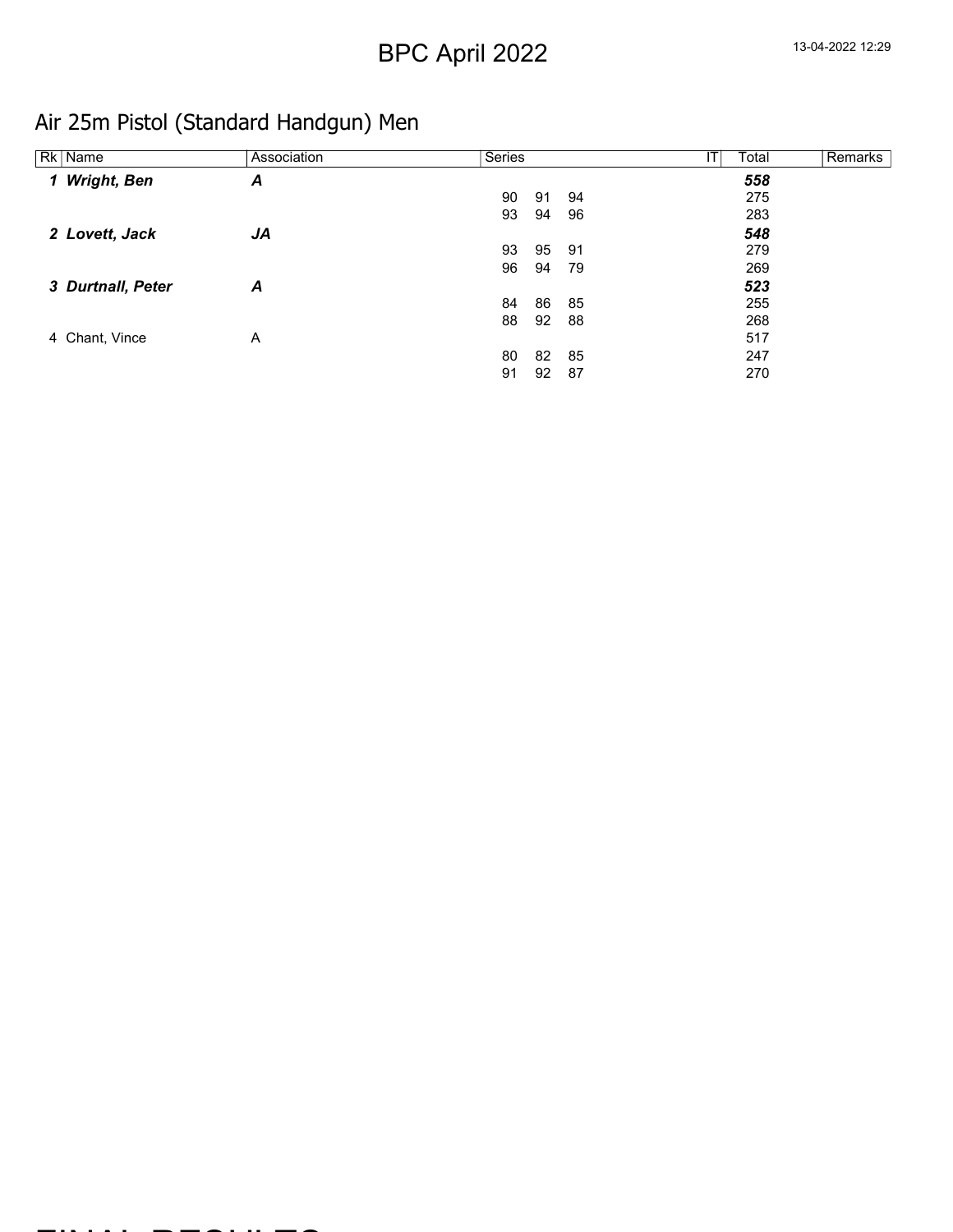# BPC April 2022

## Air 25m Pistol (Standard Handgun) Men

| Rk | Name | Association | Series | | | IT | Total | Remarks |
|---|---|---|---|---|---|---|---|---|
| ***1*** | ***Wright, Ben*** | ***A*** | | | | | ***558*** | |
| | | | 90 | 91 | 94 | | 275 | |
| | | | 93 | 94 | 96 | | 283 | |
| ***2*** | ***Lovett, Jack*** | ***JA*** | | | | | ***548*** | |
| | | | 93 | 95 | 91 | | 279 | |
| | | | 96 | 94 | 79 | | 269 | |
| ***3*** | ***Durtnall, Peter*** | ***A*** | | | | | ***523*** | |
| | | | 84 | 86 | 85 | | 255 | |
| | | | 88 | 92 | 88 | | 268 | |
| 4 | Chant, Vince | A | | | | | 517 | |
| | | | 80 | 82 | 85 | | 247 | |
| | | | 91 | 92 | 87 | | 270 | |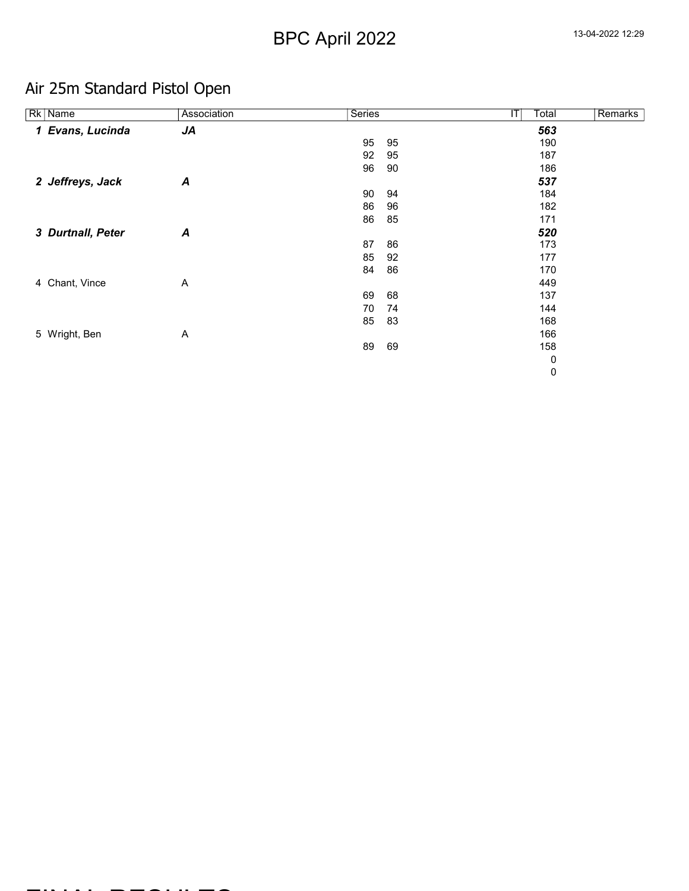# BPC April 2022

## Air 25m Standard Pistol Open

| Rk | Name | Association | Series | | IT | Total | Remarks |
|---|---|---|---|---|---|---|---|
| ***1*** | ***Evans, Lucinda*** | ***JA*** | | | | ***563*** | |
| | | | 95 | 95 | | 190 | |
| | | | 92 | 95 | | 187 | |
| | | | 96 | 90 | | 186 | |
| ***2*** | ***Jeffreys, Jack*** | ***A*** | | | | ***537*** | |
| | | | 90 | 94 | | 184 | |
| | | | 86 | 96 | | 182 | |
| | | | 86 | 85 | | 171 | |
| ***3*** | ***Durtnall, Peter*** | ***A*** | | | | ***520*** | |
| | | | 87 | 86 | | 173 | |
| | | | 85 | 92 | | 177 | |
| | | | 84 | 86 | | 170 | |
| 4 | Chant, Vince | A | | | | 449 | |
| | | | 69 | 68 | | 137 | |
| | | | 70 | 74 | | 144 | |
| | | | 85 | 83 | | 168 | |
| 5 | Wright, Ben | A | | | | 166 | |
| | | | 89 | 69 | | 158 | |
| | | | | | | 0 | |
| | | | | | | 0 | |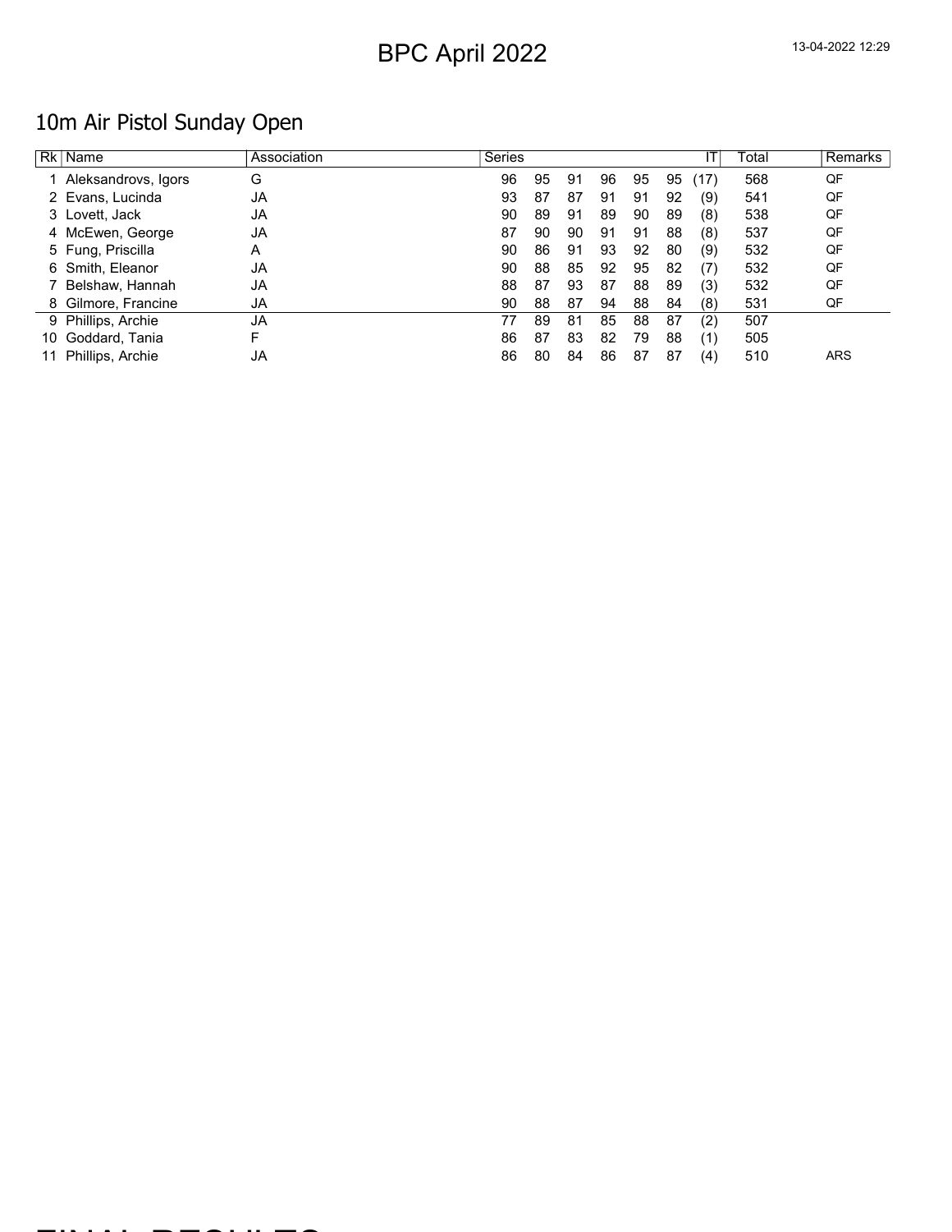## 10m Air Pistol Sunday Open

| Rk | Name | Association | Series | | | | | | IT | Total | Remarks |
|---|---|---|---|---|---|---|---|---|---|---|---|
| 1 | Aleksandrovs, Igors | G | 96 | 95 | 91 | 96 | 95 | 95 | (17) | 568 | QF |
| 2 | Evans, Lucinda | JA | 93 | 87 | 87 | 91 | 91 | 92 | (9) | 541 | QF |
| 3 | Lovett, Jack | JA | 90 | 89 | 91 | 89 | 90 | 89 | (8) | 538 | QF |
| 4 | McEwen, George | JA | 87 | 90 | 90 | 91 | 91 | 88 | (8) | 537 | QF |
| 5 | Fung, Priscilla | A | 90 | 86 | 91 | 93 | 92 | 80 | (9) | 532 | QF |
| 6 | Smith, Eleanor | JA | 90 | 88 | 85 | 92 | 95 | 82 | (7) | 532 | QF |
| 7 | Belshaw, Hannah | JA | 88 | 87 | 93 | 87 | 88 | 89 | (3) | 532 | QF |
| 8 | Gilmore, Francine | JA | 90 | 88 | 87 | 94 | 88 | 84 | (8) | 531 | QF |
| 9 | Phillips, Archie | JA | 77 | 89 | 81 | 85 | 88 | 87 | (2) | 507 | |
| 10 | Goddard, Tania | F | 86 | 87 | 83 | 82 | 79 | 88 | (1) | 505 | |
| 11 | Phillips, Archie | JA | 86 | 80 | 84 | 86 | 87 | 87 | (4) | 510 | ARS |